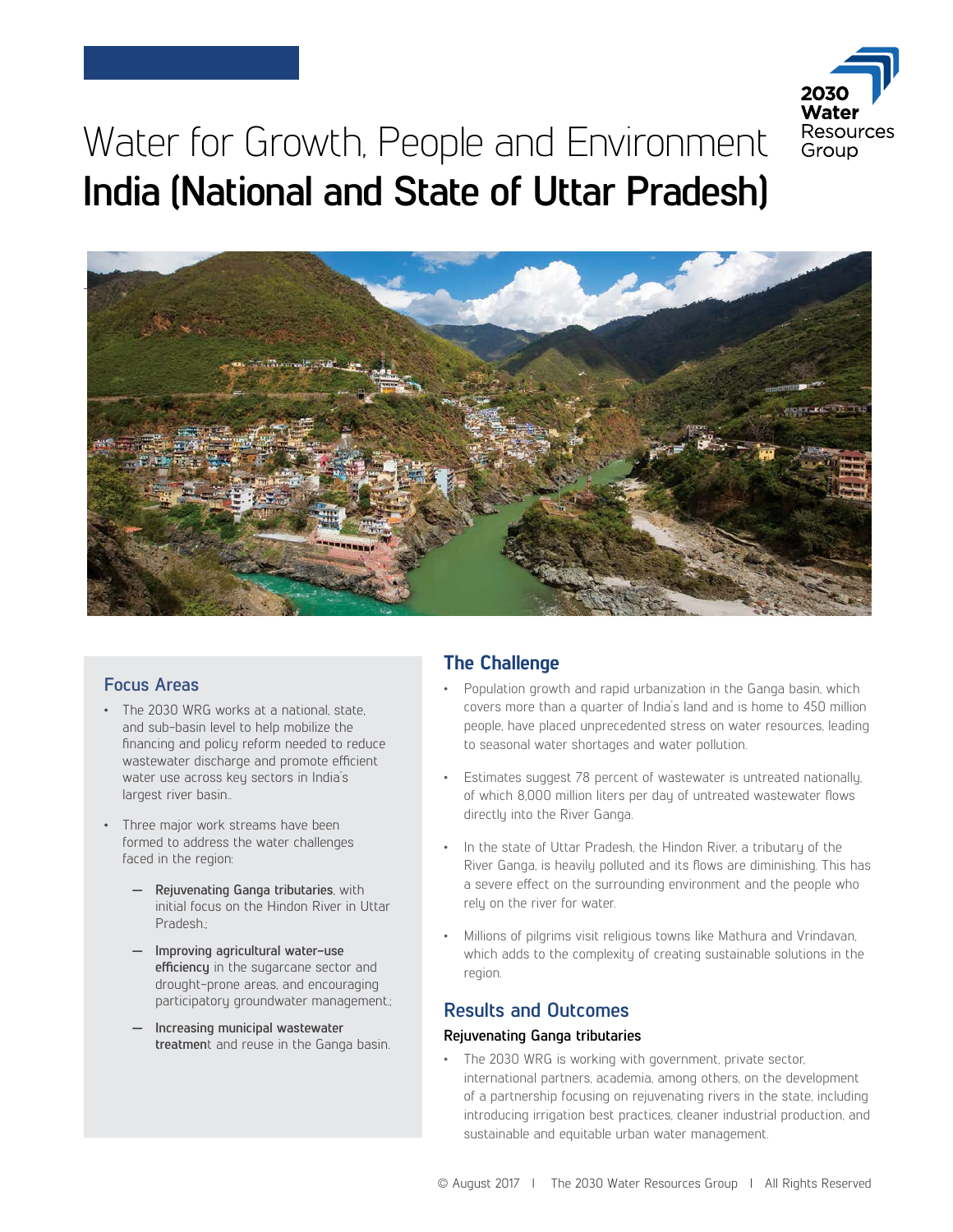# Water for Growth, People and Environment
# **India (National and State of Uttar Pradesh)**

## Focus Areas

- The 2030 WRG works at a national, state, and sub-basin level to help mobilize the financing and policy reform needed to reduce wastewater discharge and promote efficient water use across key sectors in India's largest river basin..
- Three major work streams have been formed to address the water challenges faced in the region:
  - **Rejuvenating Ganga tributaries**, with initial focus on the Hindon River in Uttar Pradesh.;
  - **Improving agricultural water-use efficiency** in the sugarcane sector and drought-prone areas, and encouraging participatory groundwater management.;
  - **Increasing municipal wastewater treatmen**t and reuse in the Ganga basin.

## The Challenge

- Population growth and rapid urbanization in the Ganga basin, which covers more than a quarter of India's land and is home to 450 million people, have placed unprecedented stress on water resources, leading to seasonal water shortages and water pollution.
- Estimates suggest 78 percent of wastewater is untreated nationally, of which 8,000 million liters per day of untreated wastewater flows directly into the River Ganga.
- In the state of Uttar Pradesh, the Hindon River, a tributary of the River Ganga, is heavily polluted and its flows are diminishing. This has a severe effect on the surrounding environment and the people who rely on the river for water.
- Millions of pilgrims visit religious towns like Mathura and Vrindavan, which adds to the complexity of creating sustainable solutions in the region.

## Results and Outcomes

### Rejuvenating Ganga tributaries

- The 2030 WRG is working with government, private sector, international partners, academia, among others, on the development of a partnership focusing on rejuvenating rivers in the state, including introducing irrigation best practices, cleaner industrial production, and sustainable and equitable urban water management.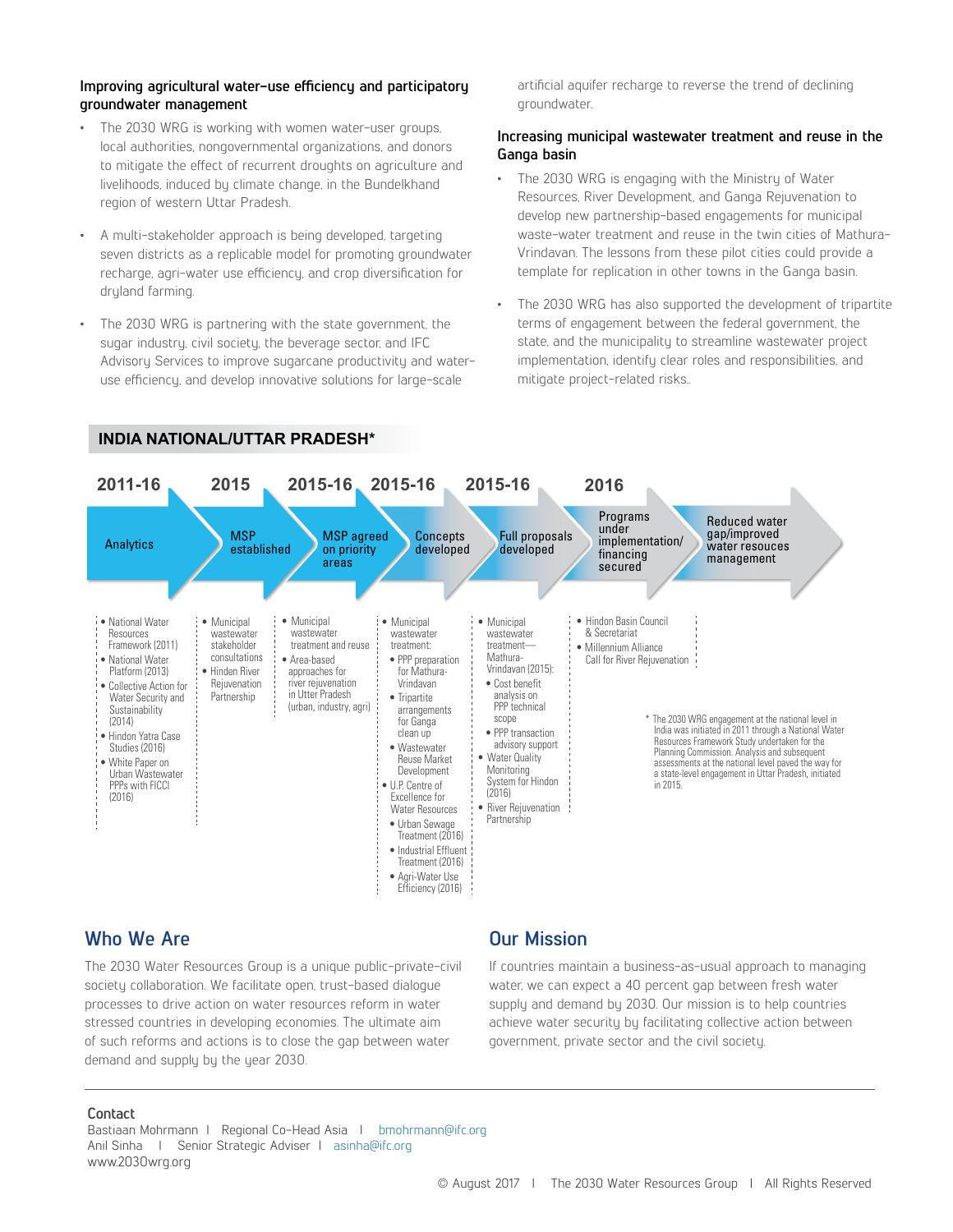### Improving agricultural water-use efficiency and participatory groundwater management

- The 2030 WRG is working with women water-user groups, local authorities, nongovernmental organizations, and donors to mitigate the effect of recurrent droughts on agriculture and livelihoods, induced by climate change, in the Bundelkhand region of western Uttar Pradesh.
- A multi-stakeholder approach is being developed, targeting seven districts as a replicable model for promoting groundwater recharge, agri-water use efficiency, and crop diversification for dryland farming.
- The 2030 WRG is partnering with the state government, the sugar industry, civil society, the beverage sector, and IFC Advisory Services to improve sugarcane productivity and water-use efficiency, and develop innovative solutions for large-scale artificial aquifer recharge to reverse the trend of declining groundwater.

### Increasing municipal wastewater treatment and reuse in the Ganga basin

- The 2030 WRG is engaging with the Ministry of Water Resources, River Development, and Ganga Rejuvenation to develop new partnership-based engagements for municipal waste-water treatment and reuse in the twin cities of Mathura-Vrindavan. The lessons from these pilot cities could provide a template for replication in other towns in the Ganga basin.
- The 2030 WRG has also supported the development of tripartite terms of engagement between the federal government, the state, and the municipality to streamline wastewater project implementation, identify clear roles and responsibilities, and mitigate project-related risks..

## INDIA NATIONAL/UTTAR PRADESH*

2011-16 — Analytics
- National Water Resources Framework (2011)
- National Water Platform (2013)
- Collective Action for Water Security and Sustainability (2014)
- Hindon Yatra Case Studies (2016)
- White Paper on Urban Wastewater PPPs with FICCI (2016)

2015 — MSP established
- Municipal wastewater stakeholder consultations
- Hinden River Rejuvenation Partnership

2015-16 — MSP agreed on priority areas
- Municipal wastewater treatment and reuse
- Area-based approaches for river rejuvenation in Utter Pradesh (urban, industry, agri)

2015-16 — Concepts developed
- Municipal wastewater treatment:
  - PPP preparation for Mathura-Vrindavan
  - Tripartite arrangements for Ganga clean up
  - Wastewater Reuse Market Development
- U.P. Centre of Excellence for Water Resources
  - Urban Sewage Treatment (2016)
  - Industrial Effluent Treatment (2016)
  - Agri-Water Use Efficiency (2016)

2015-16 — Full proposals developed
- Municipal wastewater treatment—Mathura-Vrindavan (2015):
  - Cost benefit analysis on PPP technical scope
  - PPP transaction advisory support
- Water Quality Monitoring System for Hindon (2016)
- River Rejuvenation Partnership

2016 — Programs under implementation/financing secured
- Hindon Basin Council & Secretariat
- Millennium Alliance Call for River Rejuvenation

Reduced water gap/improved water resources management

\* The 2030 WRG engagement at the national level in India was initiated in 2011 through a National Water Resources Framework Study undertaken for the Planning Commission. Analysis and subsequent assessments at the national level paved the way for a state-level engagement in Uttar Pradesh, initiated in 2015.

## Who We Are

The 2030 Water Resources Group is a unique public-private-civil society collaboration. We facilitate open, trust-based dialogue processes to drive action on water resources reform in water stressed countries in developing economies. The ultimate aim of such reforms and actions is to close the gap between water demand and supply by the year 2030.

## Our Mission

If countries maintain a business-as-usual approach to managing water, we can expect a 40 percent gap between fresh water supply and demand by 2030. Our mission is to help countries achieve water security by facilitating collective action between government, private sector and the civil society.

**Contact**
Bastiaan Mohrmann | Regional Co-Head Asia | bmohrmann@ifc.org
Anil Sinha | Senior Strategic Adviser | asinha@ifc.org
www.2030wrg.org

© August 2017 | The 2030 Water Resources Group | All Rights Reserved